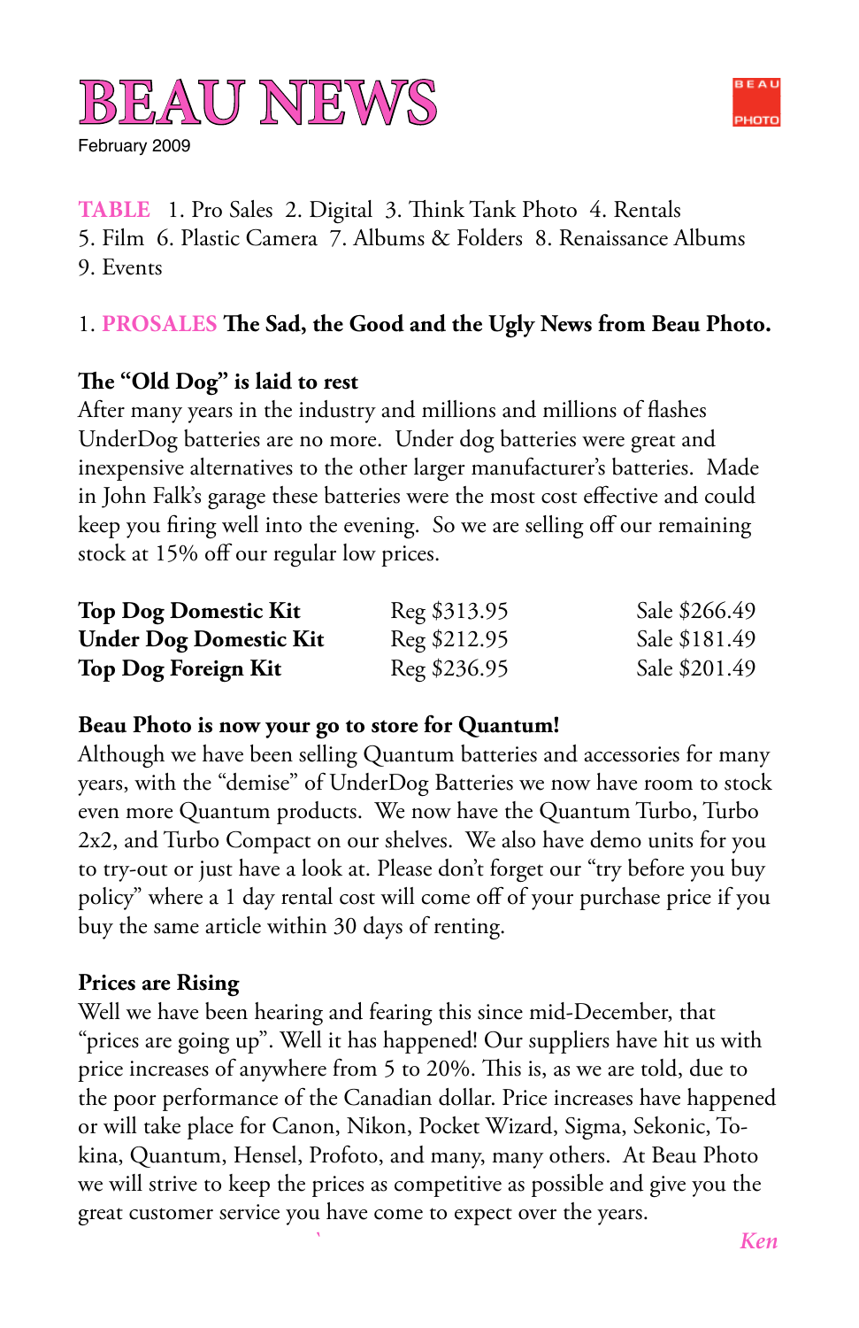# BEAU NEWS

February 2009

**TABLE** 1. Pro Sales 2. Digital 3. Think Tank Photo 4. Rentals 5. Film 6. Plastic Camera 7. Albums & Folders 8. Renaissance Albums 9. Events

## 1. PROSALES The Sad, the Good and the Ugly News from Beau Photo.

### The "Old Dog" is laid to rest

After many years in the industry and millions and millions of flashes UnderDog batteries are no more. Under dog batteries were great and inexpensive alternatives to the other larger manufacturer's batteries. Made in John Falk's garage these batteries were the most cost effective and could keep you firing well into the evening. So we are selling off our remaining stock at 15% off our regular low prices.

| | | |
|---|---|---|
| **Top Dog Domestic Kit** | Reg $313.95 | Sale $266.49 |
| **Under Dog Domestic Kit** | Reg $212.95 | Sale $181.49 |
| **Top Dog Foreign Kit** | Reg $236.95 | Sale $201.49 |

### Beau Photo is now your go to store for Quantum!

Although we have been selling Quantum batteries and accessories for many years, with the "demise" of UnderDog Batteries we now have room to stock even more Quantum products. We now have the Quantum Turbo, Turbo 2x2, and Turbo Compact on our shelves. We also have demo units for you to try-out or just have a look at. Please don't forget our "try before you buy policy" where a 1 day rental cost will come off of your purchase price if you buy the same article within 30 days of renting.

### Prices are Rising

Well we have been hearing and fearing this since mid-December, that "prices are going up". Well it has happened! Our suppliers have hit us with price increases of anywhere from 5 to 20%. This is, as we are told, due to the poor performance of the Canadian dollar. Price increases have happened or will take place for Canon, Nikon, Pocket Wizard, Sigma, Sekonic, Tokina, Quantum, Hensel, Profoto, and many, many others. At Beau Photo we will strive to keep the prices as competitive as possible and give you the great customer service you have come to expect over the years.

*Ken*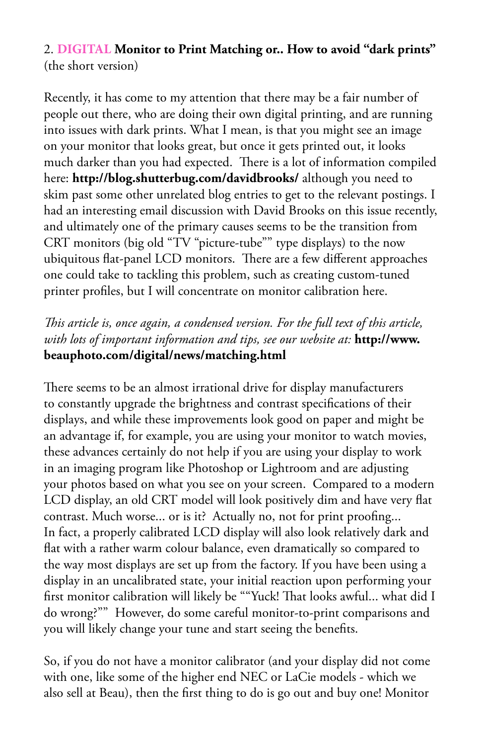2. **DIGITAL Monitor to Print Matching or.. How to avoid "dark prints"** (the short version)

Recently, it has come to my attention that there may be a fair number of people out there, who are doing their own digital printing, and are running into issues with dark prints. What I mean, is that you might see an image on your monitor that looks great, but once it gets printed out, it looks much darker than you had expected. There is a lot of information compiled here: **http://blog.shutterbug.com/davidbrooks/** although you need to skim past some other unrelated blog entries to get to the relevant postings. I had an interesting email discussion with David Brooks on this issue recently, and ultimately one of the primary causes seems to be the transition from CRT monitors (big old "TV "picture-tube"" type displays) to the now ubiquitous flat-panel LCD monitors. There are a few different approaches one could take to tackling this problem, such as creating custom-tuned printer profiles, but I will concentrate on monitor calibration here.

*This article is, once again, a condensed version. For the full text of this article, with lots of important information and tips, see our website at:* **http://www.beauphoto.com/digital/news/matching.html**

There seems to be an almost irrational drive for display manufacturers to constantly upgrade the brightness and contrast specifications of their displays, and while these improvements look good on paper and might be an advantage if, for example, you are using your monitor to watch movies, these advances certainly do not help if you are using your display to work in an imaging program like Photoshop or Lightroom and are adjusting your photos based on what you see on your screen. Compared to a modern LCD display, an old CRT model will look positively dim and have very flat contrast. Much worse... or is it? Actually no, not for print proofing... In fact, a properly calibrated LCD display will also look relatively dark and flat with a rather warm colour balance, even dramatically so compared to the way most displays are set up from the factory. If you have been using a display in an uncalibrated state, your initial reaction upon performing your first monitor calibration will likely be ""Yuck! That looks awful... what did I do wrong?"" However, do some careful monitor-to-print comparisons and you will likely change your tune and start seeing the benefits.

So, if you do not have a monitor calibrator (and your display did not come with one, like some of the higher end NEC or LaCie models - which we also sell at Beau), then the first thing to do is go out and buy one! Monitor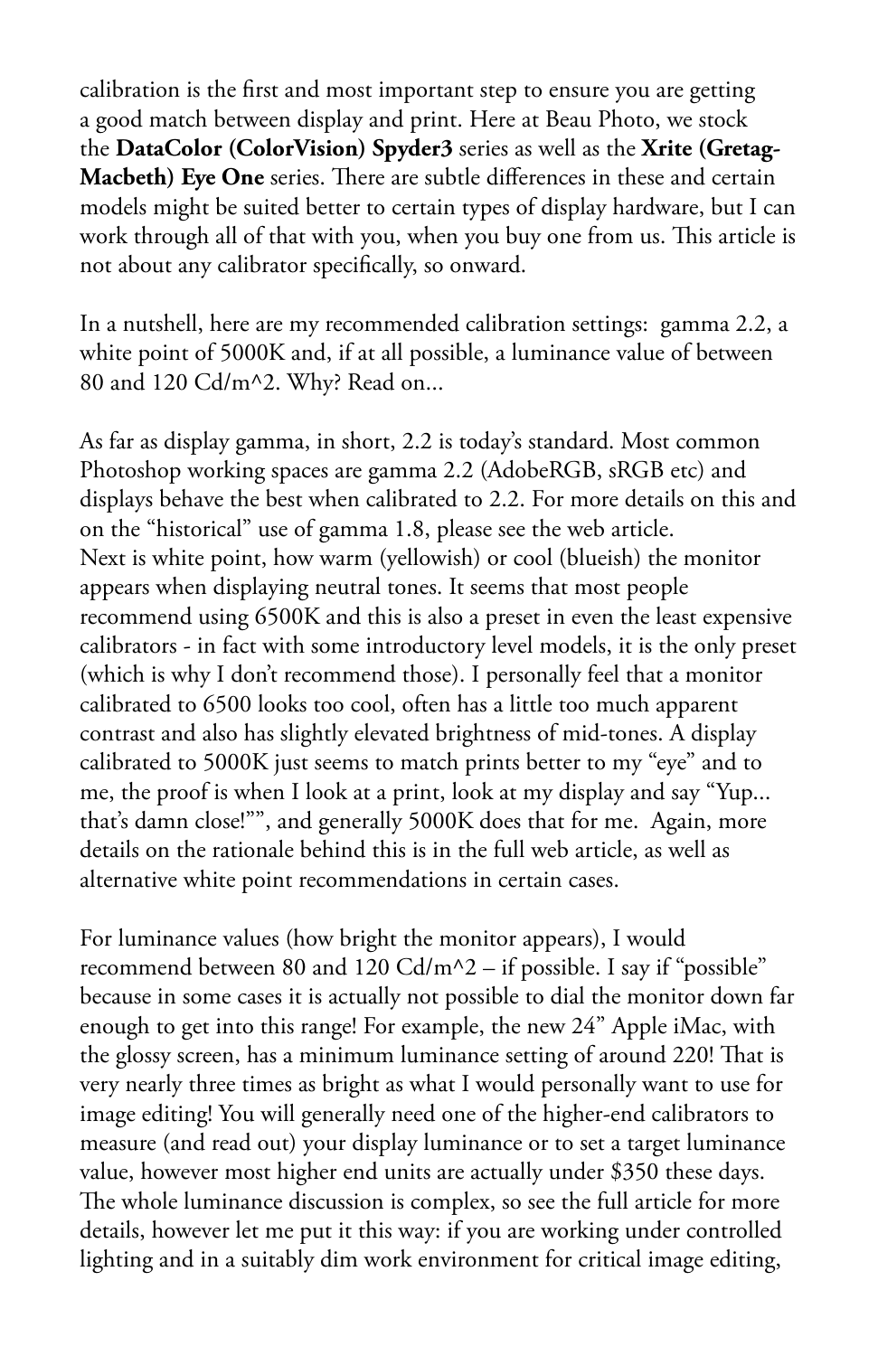calibration is the first and most important step to ensure you are getting a good match between display and print. Here at Beau Photo, we stock the **DataColor (ColorVision) Spyder3** series as well as the **Xrite (Gretag-Macbeth) Eye One** series. There are subtle differences in these and certain models might be suited better to certain types of display hardware, but I can work through all of that with you, when you buy one from us. This article is not about any calibrator specifically, so onward.

In a nutshell, here are my recommended calibration settings: gamma 2.2, a white point of 5000K and, if at all possible, a luminance value of between 80 and 120 Cd/m^2. Why? Read on...

As far as display gamma, in short, 2.2 is today's standard. Most common Photoshop working spaces are gamma 2.2 (AdobeRGB, sRGB etc) and displays behave the best when calibrated to 2.2. For more details on this and on the "historical" use of gamma 1.8, please see the web article.
Next is white point, how warm (yellowish) or cool (blueish) the monitor appears when displaying neutral tones. It seems that most people recommend using 6500K and this is also a preset in even the least expensive calibrators - in fact with some introductory level models, it is the only preset (which is why I don't recommend those). I personally feel that a monitor calibrated to 6500 looks too cool, often has a little too much apparent contrast and also has slightly elevated brightness of mid-tones. A display calibrated to 5000K just seems to match prints better to my "eye" and to me, the proof is when I look at a print, look at my display and say "Yup... that's damn close!"", and generally 5000K does that for me. Again, more details on the rationale behind this is in the full web article, as well as alternative white point recommendations in certain cases.

For luminance values (how bright the monitor appears), I would recommend between 80 and 120 Cd/m^2 – if possible. I say if "possible" because in some cases it is actually not possible to dial the monitor down far enough to get into this range! For example, the new 24" Apple iMac, with the glossy screen, has a minimum luminance setting of around 220! That is very nearly three times as bright as what I would personally want to use for image editing! You will generally need one of the higher-end calibrators to measure (and read out) your display luminance or to set a target luminance value, however most higher end units are actually under $350 these days. The whole luminance discussion is complex, so see the full article for more details, however let me put it this way: if you are working under controlled lighting and in a suitably dim work environment for critical image editing,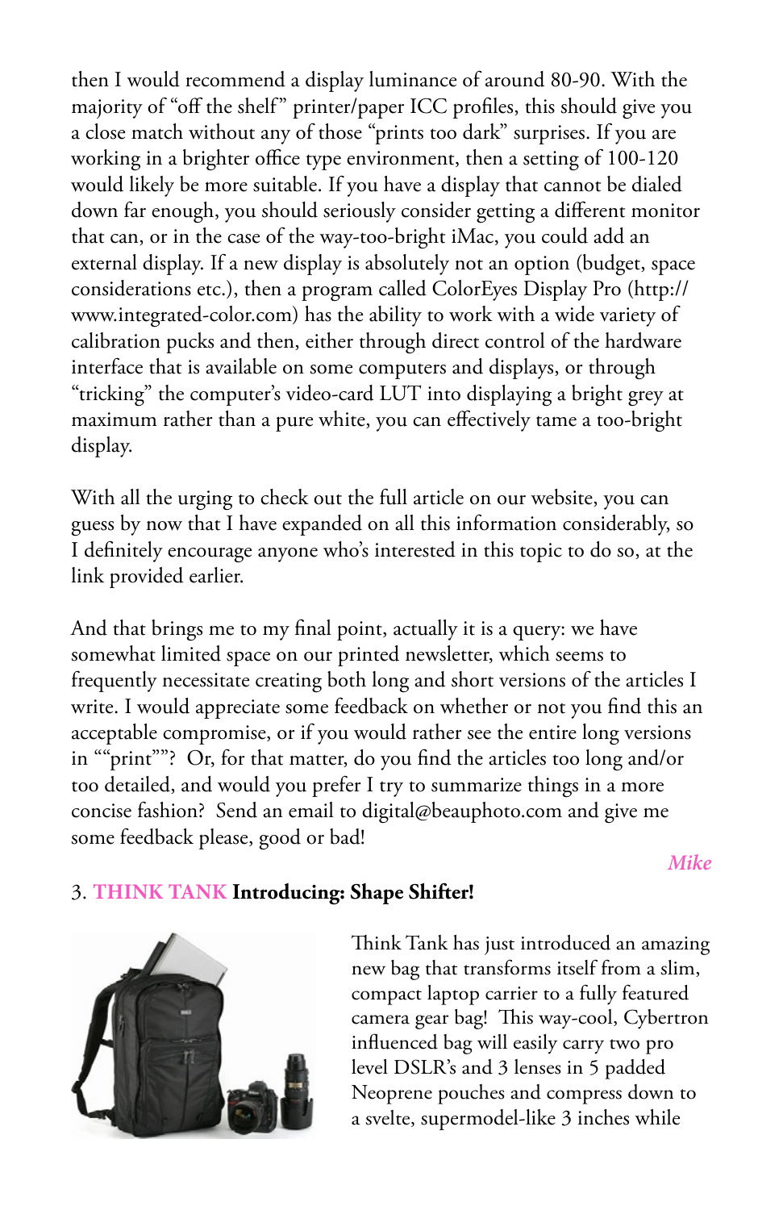then I would recommend a display luminance of around 80-90. With the majority of "off the shelf" printer/paper ICC profiles, this should give you a close match without any of those "prints too dark" surprises. If you are working in a brighter office type environment, then a setting of 100-120 would likely be more suitable. If you have a display that cannot be dialed down far enough, you should seriously consider getting a different monitor that can, or in the case of the way-too-bright iMac, you could add an external display. If a new display is absolutely not an option (budget, space considerations etc.), then a program called ColorEyes Display Pro (http://www.integrated-color.com) has the ability to work with a wide variety of calibration pucks and then, either through direct control of the hardware interface that is available on some computers and displays, or through "tricking" the computer's video-card LUT into displaying a bright grey at maximum rather than a pure white, you can effectively tame a too-bright display.

With all the urging to check out the full article on our website, you can guess by now that I have expanded on all this information considerably, so I definitely encourage anyone who's interested in this topic to do so, at the link provided earlier.

And that brings me to my final point, actually it is a query: we have somewhat limited space on our printed newsletter, which seems to frequently necessitate creating both long and short versions of the articles I write. I would appreciate some feedback on whether or not you find this an acceptable compromise, or if you would rather see the entire long versions in ""print""? Or, for that matter, do you find the articles too long and/or too detailed, and would you prefer I try to summarize things in a more concise fashion? Send an email to digital@beauphoto.com and give me some feedback please, good or bad!

*Mike*

3. **THINK TANK Introducing: Shape Shifter!**

Think Tank has just introduced an amazing new bag that transforms itself from a slim, compact laptop carrier to a fully featured camera gear bag! This way-cool, Cybertron influenced bag will easily carry two pro level DSLR's and 3 lenses in 5 padded Neoprene pouches and compress down to a svelte, supermodel-like 3 inches while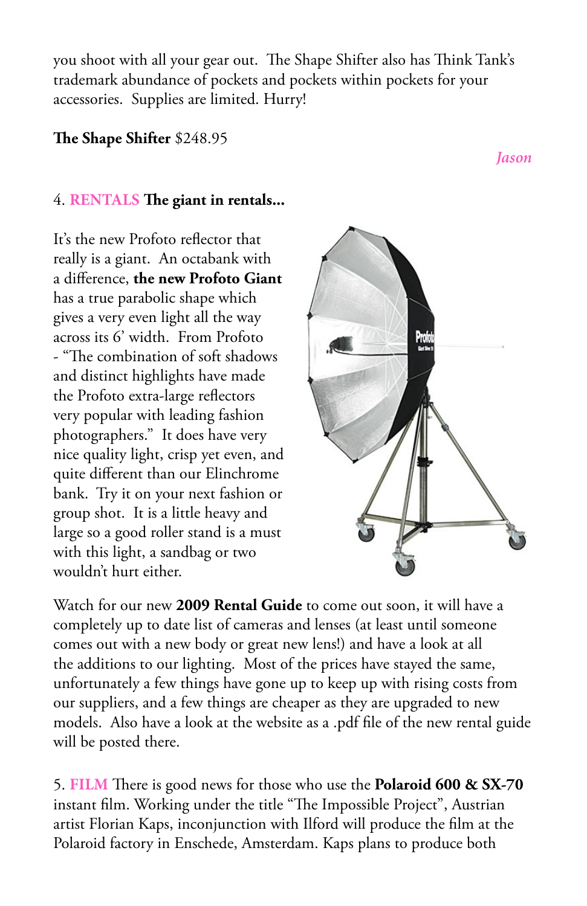you shoot with all your gear out.  The Shape Shifter also has Think Tank's trademark abundance of pockets and pockets within pockets for your accessories.  Supplies are limited. Hurry!

**The Shape Shifter** $248.95

*Jason*

4. **RENTALS The giant in rentals...**

It's the new Profoto reflector that really is a giant.  An octabank with a difference, **the new Profoto Giant** has a true parabolic shape which gives a very even light all the way across its 6' width.  From Profoto - "The combination of soft shadows and distinct highlights have made the Profoto extra-large reflectors very popular with leading fashion photographers."  It does have very nice quality light, crisp yet even, and quite different than our Elinchrome bank.  Try it on your next fashion or group shot.  It is a little heavy and large so a good roller stand is a must with this light, a sandbag or two wouldn't hurt either.

Watch for our new **2009 Rental Guide** to come out soon, it will have a completely up to date list of cameras and lenses (at least until someone comes out with a new body or great new lens!) and have a look at all the additions to our lighting.  Most of the prices have stayed the same, unfortunately a few things have gone up to keep up with rising costs from our suppliers, and a few things are cheaper as they are upgraded to new models.  Also have a look at the website as a .pdf file of the new rental guide will be posted there.

5. **FILM** There is good news for those who use the **Polaroid 600 & SX-70** instant film. Working under the title "The Impossible Project", Austrian artist Florian Kaps, inconjunction with Ilford will produce the film at the Polaroid factory in Enschede, Amsterdam. Kaps plans to produce both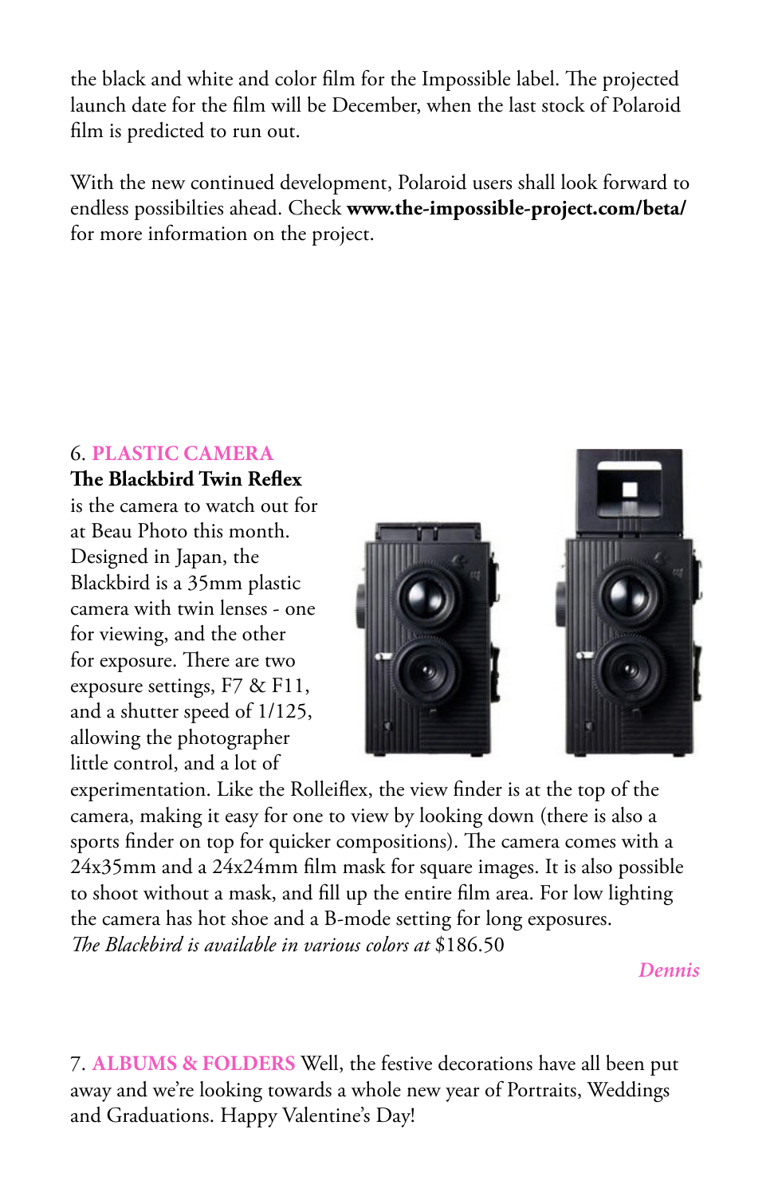the black and white and color film for the Impossible label. The projected launch date for the film will be December, when the last stock of Polaroid film is predicted to run out.

With the new continued development, Polaroid users shall look forward to endless possibilties ahead. Check **www.the-impossible-project.com/beta/** for more information on the project.

6. **PLASTIC CAMERA**

**The Blackbird Twin Reflex** is the camera to watch out for at Beau Photo this month. Designed in Japan, the Blackbird is a 35mm plastic camera with twin lenses - one for viewing, and the other for exposure. There are two exposure settings, F7 & F11, and a shutter speed of 1/125, allowing the photographer little control, and a lot of experimentation. Like the Rolleiflex, the view finder is at the top of the camera, making it easy for one to view by looking down (there is also a sports finder on top for quicker compositions). The camera comes with a 24x35mm and a 24x24mm film mask for square images. It is also possible to shoot without a mask, and fill up the entire film area. For low lighting the camera has hot shoe and a B-mode setting for long exposures.
*The Blackbird is available in various colors at* $186.50

*Dennis*

7. **ALBUMS & FOLDERS** Well, the festive decorations have all been put away and we're looking towards a whole new year of Portraits, Weddings and Graduations. Happy Valentine's Day!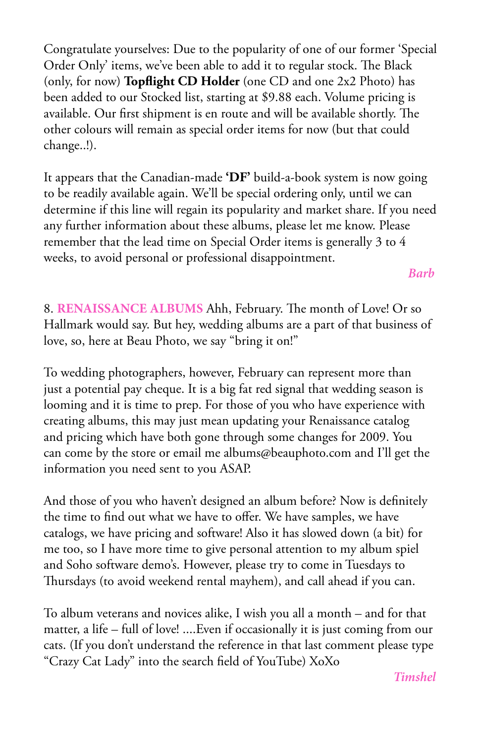Congratulate yourselves: Due to the popularity of one of our former 'Special Order Only' items, we've been able to add it to regular stock. The Black (only, for now) **Topflight CD Holder** (one CD and one 2x2 Photo) has been added to our Stocked list, starting at $9.88 each. Volume pricing is available. Our first shipment is en route and will be available shortly. The other colours will remain as special order items for now (but that could change..!).

It appears that the Canadian-made **'DF'** build-a-book system is now going to be readily available again. We'll be special ordering only, until we can determine if this line will regain its popularity and market share. If you need any further information about these albums, please let me know. Please remember that the lead time on Special Order items is generally 3 to 4 weeks, to avoid personal or professional disappointment.

*Barb*

8. **RENAISSANCE ALBUMS** Ahh, February. The month of Love! Or so Hallmark would say. But hey, wedding albums are a part of that business of love, so, here at Beau Photo, we say "bring it on!"

To wedding photographers, however, February can represent more than just a potential pay cheque. It is a big fat red signal that wedding season is looming and it is time to prep. For those of you who have experience with creating albums, this may just mean updating your Renaissance catalog and pricing which have both gone through some changes for 2009. You can come by the store or email me albums@beauphoto.com and I'll get the information you need sent to you ASAP.

And those of you who haven't designed an album before? Now is definitely the time to find out what we have to offer. We have samples, we have catalogs, we have pricing and software! Also it has slowed down (a bit) for me too, so I have more time to give personal attention to my album spiel and Soho software demo's. However, please try to come in Tuesdays to Thursdays (to avoid weekend rental mayhem), and call ahead if you can.

To album veterans and novices alike, I wish you all a month – and for that matter, a life – full of love! ....Even if occasionally it is just coming from our cats. (If you don't understand the reference in that last comment please type "Crazy Cat Lady" into the search field of YouTube) XoXo

*Timshel*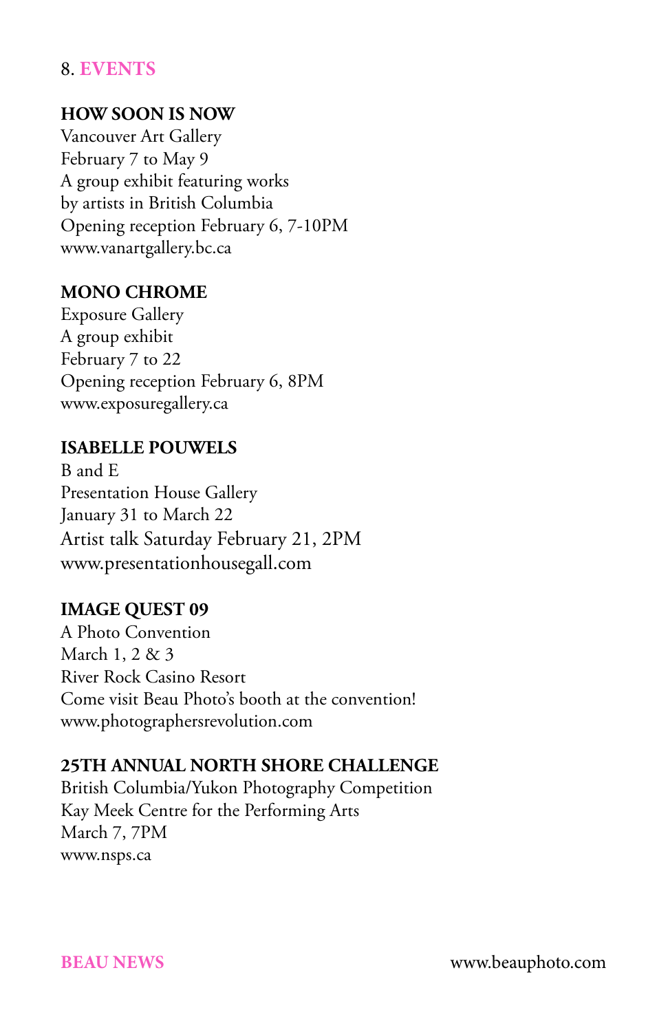## 8. EVENTS

**HOW SOON IS NOW**
Vancouver Art Gallery
February 7 to May 9
A group exhibit featuring works
by artists in British Columbia
Opening reception February 6, 7-10PM
www.vanartgallery.bc.ca

**MONO CHROME**
Exposure Gallery
A group exhibit
February 7 to 22
Opening reception February 6, 8PM
www.exposuregallery.ca

**ISABELLE POUWELS**
B and E
Presentation House Gallery
January 31 to March 22
Artist talk Saturday February 21, 2PM
www.presentationhousegall.com

**IMAGE QUEST 09**
A Photo Convention
March 1, 2 & 3
River Rock Casino Resort
Come visit Beau Photo's booth at the convention!
www.photographersrevolution.com

**25TH ANNUAL NORTH SHORE CHALLENGE**
British Columbia/Yukon Photography Competition
Kay Meek Centre for the Performing Arts
March 7, 7PM
www.nsps.ca